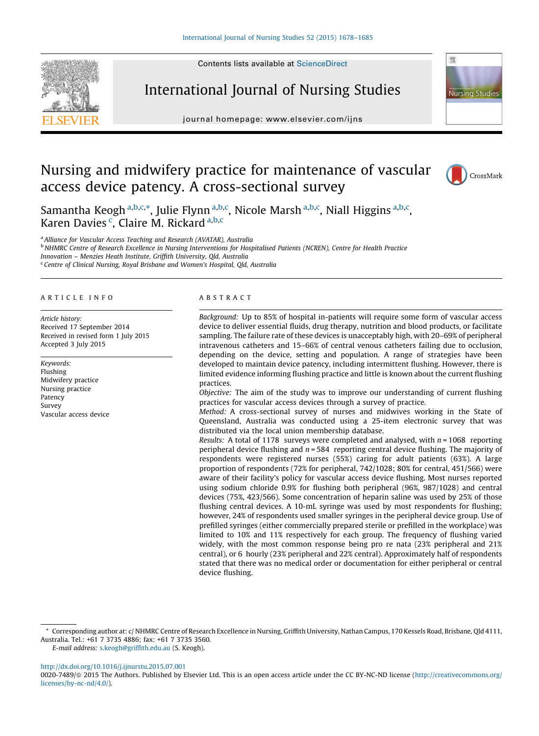# Nursing and midwifery practice for maintenance of vascular access device patency. A cross-sectional survey

Samantha Keogh [a,b,c,*], Julie Flynn [a,b,c], Nicole Marsh [a,b,c], Niall Higgins [a,b,c], Karen Davies [c], Claire M. Rickard [a,b,c]

[a] Alliance for Vascular Access Teaching and Research (AVATAR), Australia
[b] NHMRC Centre of Research Excellence in Nursing Interventions for Hospitalised Patients (NCREN), Centre for Health Practice Innovation – Menzies Heath Institute, Griffith University, Qld, Australia
[c] Centre of Clinical Nursing, Royal Brisbane and Women's Hospital, Qld, Australia

## ARTICLE INFO

*Article history:*
Received 17 September 2014
Received in revised form 1 July 2015
Accepted 3 July 2015

*Keywords:*
Flushing
Midwifery practice
Nursing practice
Patency
Survey
Vascular access device

## ABSTRACT

*Background:* Up to 85% of hospital in-patients will require some form of vascular access device to deliver essential fluids, drug therapy, nutrition and blood products, or facilitate sampling. The failure rate of these devices is unacceptably high, with 20–69% of peripheral intravenous catheters and 15–66% of central venous catheters failing due to occlusion, depending on the device, setting and population. A range of strategies have been developed to maintain device patency, including intermittent flushing. However, there is limited evidence informing flushing practice and little is known about the current flushing practices.

*Objective:* The aim of the study was to improve our understanding of current flushing practices for vascular access devices through a survey of practice.

*Method:* A cross-sectional survey of nurses and midwives working in the State of Queensland, Australia was conducted using a 25-item electronic survey that was distributed via the local union membership database.

*Results:* A total of 1178 surveys were completed and analysed, with $n = 1068$ reporting peripheral device flushing and $n = 584$ reporting central device flushing. The majority of respondents were registered nurses (55%) caring for adult patients (63%). A large proportion of respondents (72% for peripheral, 742/1028; 80% for central, 451/566) were aware of their facility's policy for vascular access device flushing. Most nurses reported using sodium chloride 0.9% for flushing both peripheral (96%, 987/1028) and central devices (75%, 423/566). Some concentration of heparin saline was used by 25% of those flushing central devices. A 10-mL syringe was used by most respondents for flushing; however, 24% of respondents used smaller syringes in the peripheral device group. Use of prefilled syringes (either commercially prepared sterile or prefilled in the workplace) was limited to 10% and 11% respectively for each group. The frequency of flushing varied widely, with the most common response being pro re nata (23% peripheral and 21% central), or 6 hourly (23% peripheral and 22% central). Approximately half of respondents stated that there was no medical order or documentation for either peripheral or central device flushing.

---

* Corresponding author at: c/ NHMRC Centre of Research Excellence in Nursing, Griffith University, Nathan Campus, 170 Kessels Road, Brisbane, Qld 4111, Australia. Tel.: +61 7 3735 4886; fax: +61 7 3735 3560.
E-mail address: s.keogh@griffith.edu.au (S. Keogh).

http://dx.doi.org/10.1016/j.ijnurstu.2015.07.001
0020-7489/© 2015 The Authors. Published by Elsevier Ltd. This is an open access article under the CC BY-NC-ND license (http://creativecommons.org/licenses/by-nc-nd/4.0/).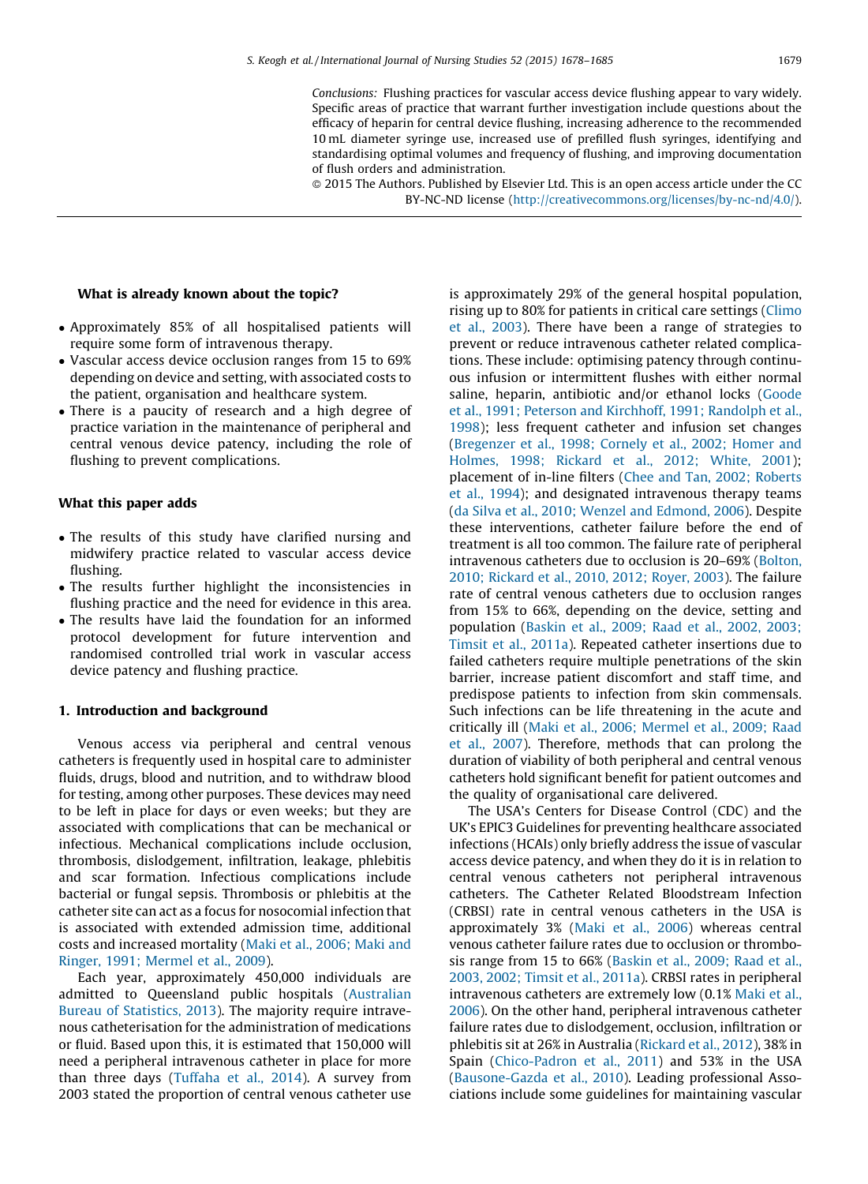*Conclusions:* Flushing practices for vascular access device flushing appear to vary widely. Specific areas of practice that warrant further investigation include questions about the efficacy of heparin for central device flushing, increasing adherence to the recommended 10 mL diameter syringe use, increased use of prefilled flush syringes, identifying and standardising optimal volumes and frequency of flushing, and improving documentation of flush orders and administration.

© 2015 The Authors. Published by Elsevier Ltd. This is an open access article under the CC BY-NC-ND license (http://creativecommons.org/licenses/by-nc-nd/4.0/).

### What is already known about the topic?

- Approximately 85% of all hospitalised patients will require some form of intravenous therapy.
- Vascular access device occlusion ranges from 15 to 69% depending on device and setting, with associated costs to the patient, organisation and healthcare system.
- There is a paucity of research and a high degree of practice variation in the maintenance of peripheral and central venous device patency, including the role of flushing to prevent complications.

### What this paper adds

- The results of this study have clarified nursing and midwifery practice related to vascular access device flushing.
- The results further highlight the inconsistencies in flushing practice and the need for evidence in this area.
- The results have laid the foundation for an informed protocol development for future intervention and randomised controlled trial work in vascular access device patency and flushing practice.

## 1. Introduction and background

Venous access via peripheral and central venous catheters is frequently used in hospital care to administer fluids, drugs, blood and nutrition, and to withdraw blood for testing, among other purposes. These devices may need to be left in place for days or even weeks; but they are associated with complications that can be mechanical or infectious. Mechanical complications include occlusion, thrombosis, dislodgement, infiltration, leakage, phlebitis and scar formation. Infectious complications include bacterial or fungal sepsis. Thrombosis or phlebitis at the catheter site can act as a focus for nosocomial infection that is associated with extended admission time, additional costs and increased mortality (Maki et al., 2006; Maki and Ringer, 1991; Mermel et al., 2009).

Each year, approximately 450,000 individuals are admitted to Queensland public hospitals (Australian Bureau of Statistics, 2013). The majority require intravenous catheterisation for the administration of medications or fluid. Based upon this, it is estimated that 150,000 will need a peripheral intravenous catheter in place for more than three days (Tuffaha et al., 2014). A survey from 2003 stated the proportion of central venous catheter use is approximately 29% of the general hospital population, rising up to 80% for patients in critical care settings (Climo et al., 2003). There have been a range of strategies to prevent or reduce intravenous catheter related complications. These include: optimising patency through continuous infusion or intermittent flushes with either normal saline, heparin, antibiotic and/or ethanol locks (Goode et al., 1991; Peterson and Kirchhoff, 1991; Randolph et al., 1998); less frequent catheter and infusion set changes (Bregenzer et al., 1998; Cornely et al., 2002; Homer and Holmes, 1998; Rickard et al., 2012; White, 2001); placement of in-line filters (Chee and Tan, 2002; Roberts et al., 1994); and designated intravenous therapy teams (da Silva et al., 2010; Wenzel and Edmond, 2006). Despite these interventions, catheter failure before the end of treatment is all too common. The failure rate of peripheral intravenous catheters due to occlusion is 20–69% (Bolton, 2010; Rickard et al., 2010, 2012; Royer, 2003). The failure rate of central venous catheters due to occlusion ranges from 15% to 66%, depending on the device, setting and population (Baskin et al., 2009; Raad et al., 2002, 2003; Timsit et al., 2011a). Repeated catheter insertions due to failed catheters require multiple penetrations of the skin barrier, increase patient discomfort and staff time, and predispose patients to infection from skin commensals. Such infections can be life threatening in the acute and critically ill (Maki et al., 2006; Mermel et al., 2009; Raad et al., 2007). Therefore, methods that can prolong the duration of viability of both peripheral and central venous catheters hold significant benefit for patient outcomes and the quality of organisational care delivered.

The USA's Centers for Disease Control (CDC) and the UK's EPIC3 Guidelines for preventing healthcare associated infections (HCAIs) only briefly address the issue of vascular access device patency, and when they do it is in relation to central venous catheters not peripheral intravenous catheters. The Catheter Related Bloodstream Infection (CRBSI) rate in central venous catheters in the USA is approximately 3% (Maki et al., 2006) whereas central venous catheter failure rates due to occlusion or thrombosis range from 15 to 66% (Baskin et al., 2009; Raad et al., 2003, 2002; Timsit et al., 2011a). CRBSI rates in peripheral intravenous catheters are extremely low (0.1% Maki et al., 2006). On the other hand, peripheral intravenous catheter failure rates due to dislodgement, occlusion, infiltration or phlebitis sit at 26% in Australia (Rickard et al., 2012), 38% in Spain (Chico-Padron et al., 2011) and 53% in the USA (Bausone-Gazda et al., 2010). Leading professional Associations include some guidelines for maintaining vascular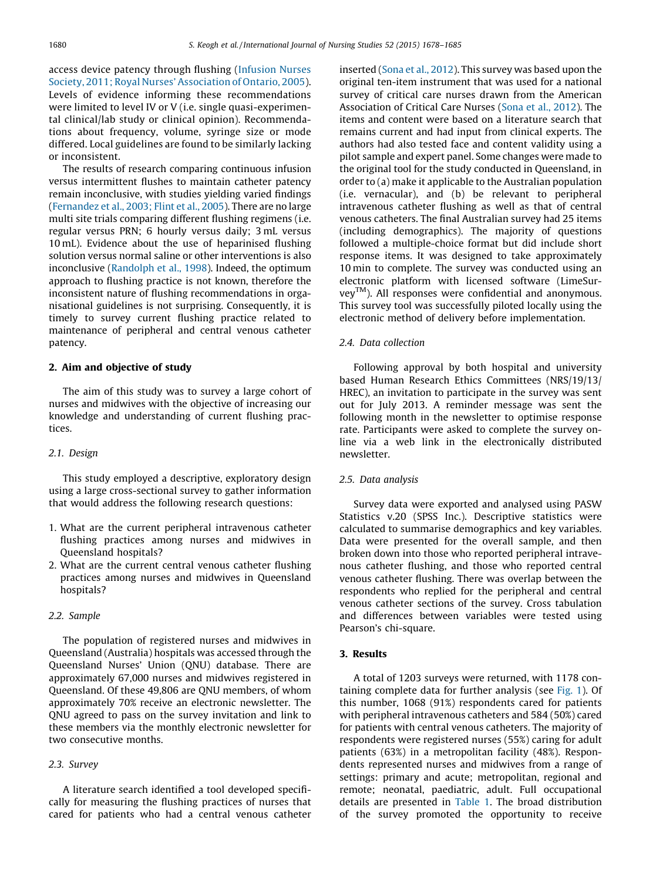access device patency through flushing (Infusion Nurses Society, 2011; Royal Nurses' Association of Ontario, 2005). Levels of evidence informing these recommendations were limited to level IV or V (i.e. single quasi-experimental clinical/lab study or clinical opinion). Recommendations about frequency, volume, syringe size or mode differed. Local guidelines are found to be similarly lacking or inconsistent.

The results of research comparing continuous infusion versus intermittent flushes to maintain catheter patency remain inconclusive, with studies yielding varied findings (Fernandez et al., 2003; Flint et al., 2005). There are no large multi site trials comparing different flushing regimens (i.e. regular versus PRN; 6 hourly versus daily; 3 mL versus 10 mL). Evidence about the use of heparinised flushing solution versus normal saline or other interventions is also inconclusive (Randolph et al., 1998). Indeed, the optimum approach to flushing practice is not known, therefore the inconsistent nature of flushing recommendations in organisational guidelines is not surprising. Consequently, it is timely to survey current flushing practice related to maintenance of peripheral and central venous catheter patency.

## 2. Aim and objective of study

The aim of this study was to survey a large cohort of nurses and midwives with the objective of increasing our knowledge and understanding of current flushing practices.

### 2.1. Design

This study employed a descriptive, exploratory design using a large cross-sectional survey to gather information that would address the following research questions:

1. What are the current peripheral intravenous catheter flushing practices among nurses and midwives in Queensland hospitals?
2. What are the current central venous catheter flushing practices among nurses and midwives in Queensland hospitals?

### 2.2. Sample

The population of registered nurses and midwives in Queensland (Australia) hospitals was accessed through the Queensland Nurses' Union (QNU) database. There are approximately 67,000 nurses and midwives registered in Queensland. Of these 49,806 are QNU members, of whom approximately 70% receive an electronic newsletter. The QNU agreed to pass on the survey invitation and link to these members via the monthly electronic newsletter for two consecutive months.

### 2.3. Survey

A literature search identified a tool developed specifically for measuring the flushing practices of nurses that cared for patients who had a central venous catheter inserted (Sona et al., 2012). This survey was based upon the original ten-item instrument that was used for a national survey of critical care nurses drawn from the American Association of Critical Care Nurses (Sona et al., 2012). The items and content were based on a literature search that remains current and had input from clinical experts. The authors had also tested face and content validity using a pilot sample and expert panel. Some changes were made to the original tool for the study conducted in Queensland, in order to (a) make it applicable to the Australian population (i.e. vernacular), and (b) be relevant to peripheral intravenous catheter flushing as well as that of central venous catheters. The final Australian survey had 25 items (including demographics). The majority of questions followed a multiple-choice format but did include short response items. It was designed to take approximately 10 min to complete. The survey was conducted using an electronic platform with licensed software (LimeSurvey™). All responses were confidential and anonymous. This survey tool was successfully piloted locally using the electronic method of delivery before implementation.

### 2.4. Data collection

Following approval by both hospital and university based Human Research Ethics Committees (NRS/19/13/HREC), an invitation to participate in the survey was sent out for July 2013. A reminder message was sent the following month in the newsletter to optimise response rate. Participants were asked to complete the survey online via a web link in the electronically distributed newsletter.

### 2.5. Data analysis

Survey data were exported and analysed using PASW Statistics v.20 (SPSS Inc.). Descriptive statistics were calculated to summarise demographics and key variables. Data were presented for the overall sample, and then broken down into those who reported peripheral intravenous catheter flushing, and those who reported central venous catheter flushing. There was overlap between the respondents who replied for the peripheral and central venous catheter sections of the survey. Cross tabulation and differences between variables were tested using Pearson's chi-square.

## 3. Results

A total of 1203 surveys were returned, with 1178 containing complete data for further analysis (see Fig. 1). Of this number, 1068 (91%) respondents cared for patients with peripheral intravenous catheters and 584 (50%) cared for patients with central venous catheters. The majority of respondents were registered nurses (55%) caring for adult patients (63%) in a metropolitan facility (48%). Respondents represented nurses and midwives from a range of settings: primary and acute; metropolitan, regional and remote; neonatal, paediatric, adult. Full occupational details are presented in Table 1. The broad distribution of the survey promoted the opportunity to receive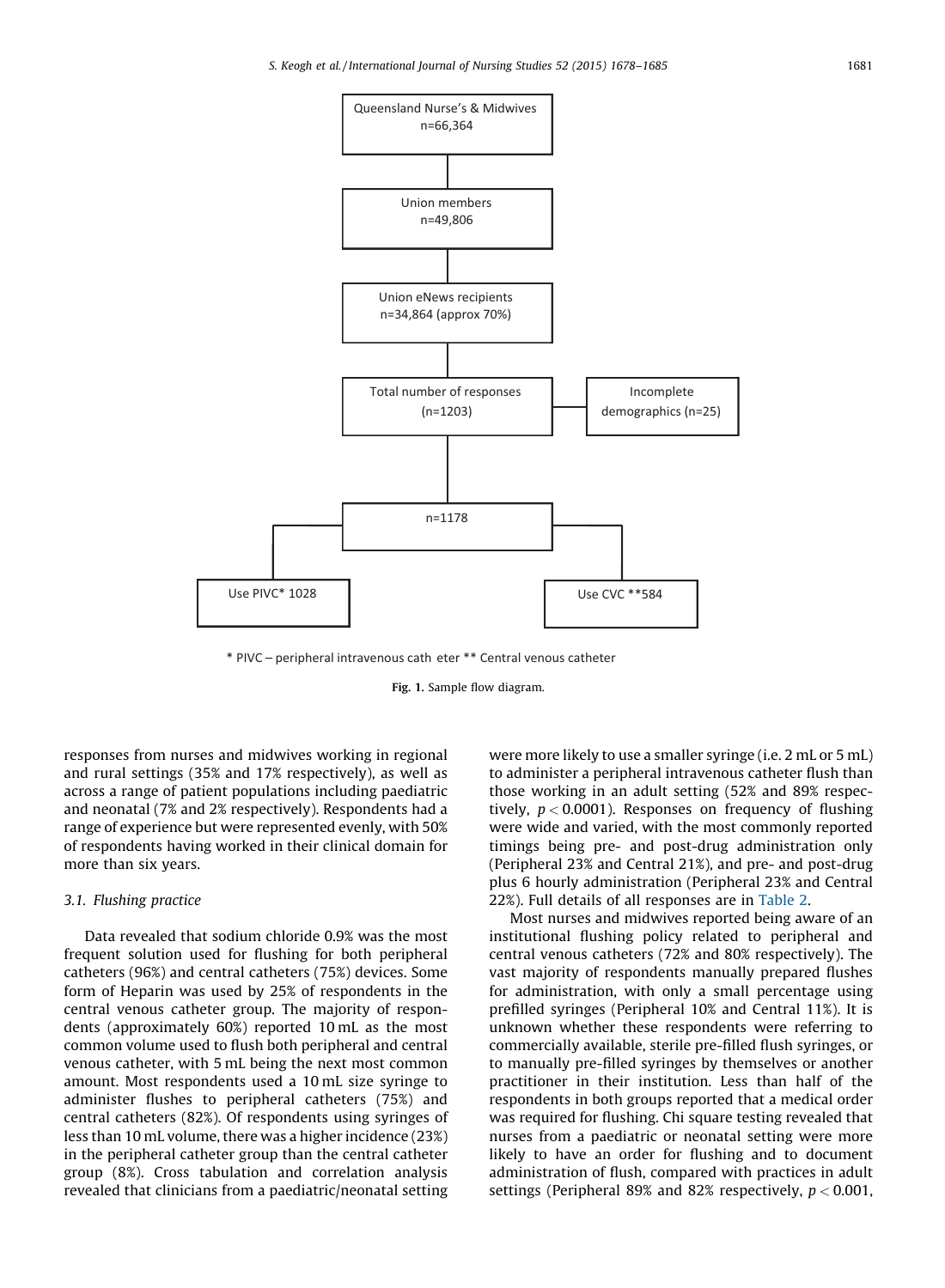Queensland Nurse's & Midwives n=66,364

Union members n=49,806

Union eNews recipients n=34,864 (approx 70%)

Total number of responses (n=1203)

Incomplete demographics (n=25)

n=1178

Use PIVC* 1028

Use CVC **584

* PIVC – peripheral intravenous cath eter ** Central venous catheter

Fig. 1. Sample flow diagram.

responses from nurses and midwives working in regional and rural settings (35% and 17% respectively), as well as across a range of patient populations including paediatric and neonatal (7% and 2% respectively). Respondents had a range of experience but were represented evenly, with 50% of respondents having worked in their clinical domain for more than six years.

### 3.1. Flushing practice

Data revealed that sodium chloride 0.9% was the most frequent solution used for flushing for both peripheral catheters (96%) and central catheters (75%) devices. Some form of Heparin was used by 25% of respondents in the central venous catheter group. The majority of respondents (approximately 60%) reported 10 mL as the most common volume used to flush both peripheral and central venous catheter, with 5 mL being the next most common amount. Most respondents used a 10 mL size syringe to administer flushes to peripheral catheters (75%) and central catheters (82%). Of respondents using syringes of less than 10 mL volume, there was a higher incidence (23%) in the peripheral catheter group than the central catheter group (8%). Cross tabulation and correlation analysis revealed that clinicians from a paediatric/neonatal setting were more likely to use a smaller syringe (i.e. 2 mL or 5 mL) to administer a peripheral intravenous catheter flush than those working in an adult setting (52% and 89% respectively, $p < 0.0001$). Responses on frequency of flushing were wide and varied, with the most commonly reported timings being pre- and post-drug administration only (Peripheral 23% and Central 21%), and pre- and post-drug plus 6 hourly administration (Peripheral 23% and Central 22%). Full details of all responses are in Table 2.

Most nurses and midwives reported being aware of an institutional flushing policy related to peripheral and central venous catheters (72% and 80% respectively). The vast majority of respondents manually prepared flushes for administration, with only a small percentage using prefilled syringes (Peripheral 10% and Central 11%). It is unknown whether these respondents were referring to commercially available, sterile pre-filled flush syringes, or to manually pre-filled syringes by themselves or another practitioner in their institution. Less than half of the respondents in both groups reported that a medical order was required for flushing. Chi square testing revealed that nurses from a paediatric or neonatal setting were more likely to have an order for flushing and to document administration of flush, compared with practices in adult settings (Peripheral 89% and 82% respectively, $p < 0.001$,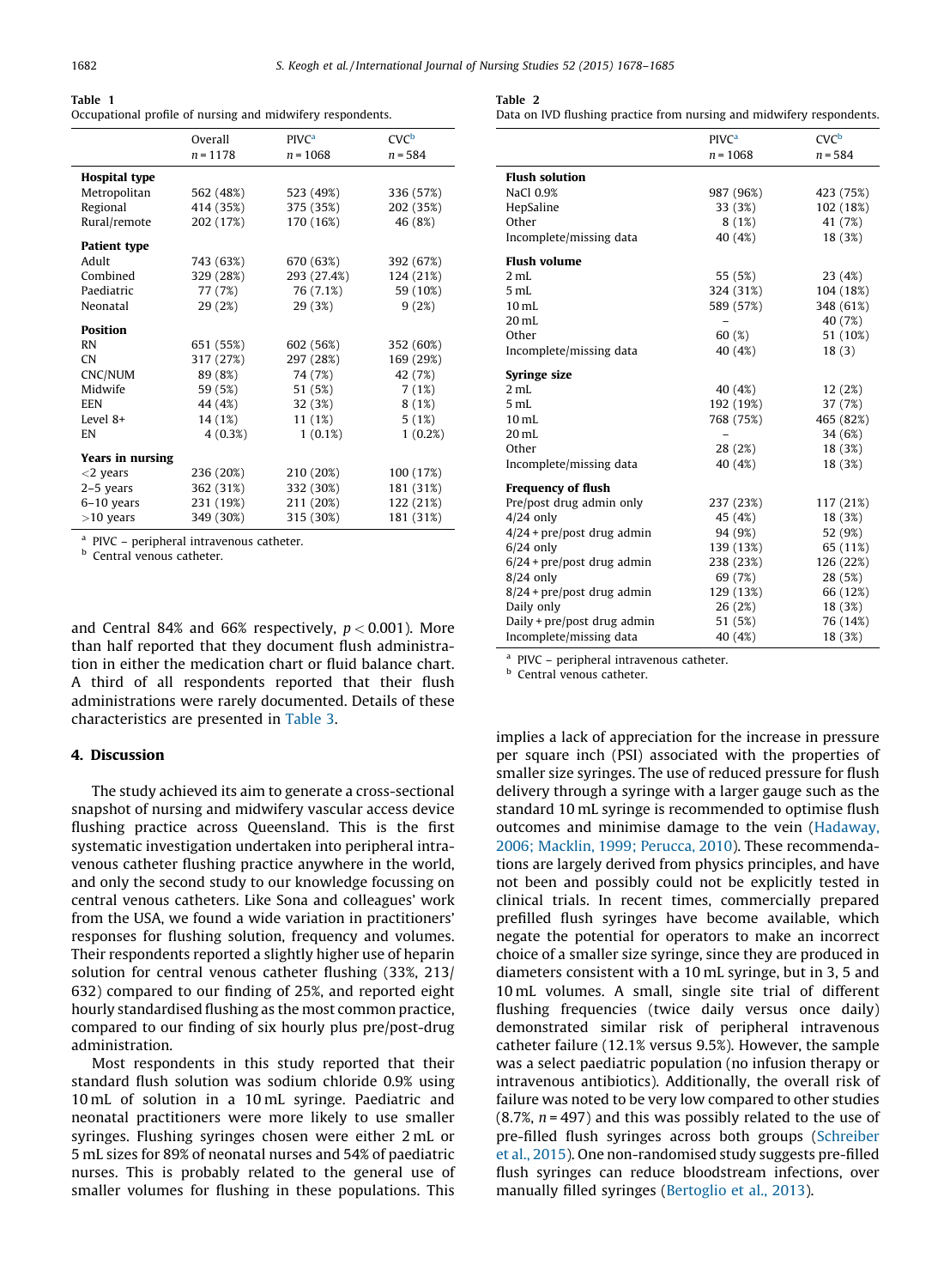Table 1
Occupational profile of nursing and midwifery respondents.

| | Overall n = 1178 | PIVC[a] n = 1068 | CVC[b] n = 584 |
|---|---|---|---|
| **Hospital type** | | | |
| Metropolitan | 562 (48%) | 523 (49%) | 336 (57%) |
| Regional | 414 (35%) | 375 (35%) | 202 (35%) |
| Rural/remote | 202 (17%) | 170 (16%) | 46 (8%) |
| **Patient type** | | | |
| Adult | 743 (63%) | 670 (63%) | 392 (67%) |
| Combined | 329 (28%) | 293 (27.4%) | 124 (21%) |
| Paediatric | 77 (7%) | 76 (7.1%) | 59 (10%) |
| Neonatal | 29 (2%) | 29 (3%) | 9 (2%) |
| **Position** | | | |
| RN | 651 (55%) | 602 (56%) | 352 (60%) |
| CN | 317 (27%) | 297 (28%) | 169 (29%) |
| CNC/NUM | 89 (8%) | 74 (7%) | 42 (7%) |
| Midwife | 59 (5%) | 51 (5%) | 7 (1%) |
| EEN | 44 (4%) | 32 (3%) | 8 (1%) |
| Level 8+ | 14 (1%) | 11 (1%) | 5 (1%) |
| EN | 4 (0.3%) | 1 (0.1%) | 1 (0.2%) |
| **Years in nursing** | | | |
| <2 years | 236 (20%) | 210 (20%) | 100 (17%) |
| 2–5 years | 362 (31%) | 332 (30%) | 181 (31%) |
| 6–10 years | 231 (19%) | 211 (20%) | 122 (21%) |
| >10 years | 349 (30%) | 315 (30%) | 181 (31%) |

[a] PIVC – peripheral intravenous catheter.
[b] Central venous catheter.

Table 2
Data on IVD flushing practice from nursing and midwifery respondents.

| | PIVC[a] n = 1068 | CVC[b] n = 584 |
|---|---|---|
| **Flush solution** | | |
| NaCl 0.9% | 987 (96%) | 423 (75%) |
| HepSaline | 33 (3%) | 102 (18%) |
| Other | 8 (1%) | 41 (7%) |
| Incomplete/missing data | 40 (4%) | 18 (3%) |
| **Flush volume** | | |
| 2 mL | 55 (5%) | 23 (4%) |
| 5 mL | 324 (31%) | 104 (18%) |
| 10 mL | 589 (57%) | 348 (61%) |
| 20 mL | – | 40 (7%) |
| Other | 60 (%) | 51 (10%) |
| Incomplete/missing data | 40 (4%) | 18 (3) |
| **Syringe size** | | |
| 2 mL | 40 (4%) | 12 (2%) |
| 5 mL | 192 (19%) | 37 (7%) |
| 10 mL | 768 (75%) | 465 (82%) |
| 20 mL | – | 34 (6%) |
| Other | 28 (2%) | 18 (3%) |
| Incomplete/missing data | 40 (4%) | 18 (3%) |
| **Frequency of flush** | | |
| Pre/post drug admin only | 237 (23%) | 117 (21%) |
| 4/24 only | 45 (4%) | 18 (3%) |
| 4/24 + pre/post drug admin | 94 (9%) | 52 (9%) |
| 6/24 only | 139 (13%) | 65 (11%) |
| 6/24 + pre/post drug admin | 238 (23%) | 126 (22%) |
| 8/24 only | 69 (7%) | 28 (5%) |
| 8/24 + pre/post drug admin | 129 (13%) | 66 (12%) |
| Daily only | 26 (2%) | 18 (3%) |
| Daily + pre/post drug admin | 51 (5%) | 76 (14%) |
| Incomplete/missing data | 40 (4%) | 18 (3%) |

[a] PIVC – peripheral intravenous catheter.
[b] Central venous catheter.

and Central 84% and 66% respectively, $p < 0.001$). More than half reported that they document flush administration in either the medication chart or fluid balance chart. A third of all respondents reported that their flush administrations were rarely documented. Details of these characteristics are presented in Table 3.

## 4. Discussion

The study achieved its aim to generate a cross-sectional snapshot of nursing and midwifery vascular access device flushing practice across Queensland. This is the first systematic investigation undertaken into peripheral intravenous catheter flushing practice anywhere in the world, and only the second study to our knowledge focussing on central venous catheters. Like Sona and colleagues' work from the USA, we found a wide variation in practitioners' responses for flushing solution, frequency and volumes. Their respondents reported a slightly higher use of heparin solution for central venous catheter flushing (33%, 213/632) compared to our finding of 25%, and reported eight hourly standardised flushing as the most common practice, compared to our finding of six hourly plus pre/post-drug administration.

Most respondents in this study reported that their standard flush solution was sodium chloride 0.9% using 10 mL of solution in a 10 mL syringe. Paediatric and neonatal practitioners were more likely to use smaller syringes. Flushing syringes chosen were either 2 mL or 5 mL sizes for 89% of neonatal nurses and 54% of paediatric nurses. This is probably related to the general use of smaller volumes for flushing in these populations. This implies a lack of appreciation for the increase in pressure per square inch (PSI) associated with the properties of smaller size syringes. The use of reduced pressure for flush delivery through a syringe with a larger gauge such as the standard 10 mL syringe is recommended to optimise flush outcomes and minimise damage to the vein (Hadaway, 2006; Macklin, 1999; Perucca, 2010). These recommendations are largely derived from physics principles, and have not been and possibly could not be explicitly tested in clinical trials. In recent times, commercially prepared prefilled flush syringes have become available, which negate the potential for operators to make an incorrect choice of a smaller size syringe, since they are produced in diameters consistent with a 10 mL syringe, but in 3, 5 and 10 mL volumes. A small, single site trial of different flushing frequencies (twice daily versus once daily) demonstrated similar risk of peripheral intravenous catheter failure (12.1% versus 9.5%). However, the sample was a select paediatric population (no infusion therapy or intravenous antibiotics). Additionally, the overall risk of failure was noted to be very low compared to other studies (8.7%, n = 497) and this was possibly related to the use of pre-filled flush syringes across both groups (Schreiber et al., 2015). One non-randomised study suggests pre-filled flush syringes can reduce bloodstream infections, over manually filled syringes (Bertoglio et al., 2013).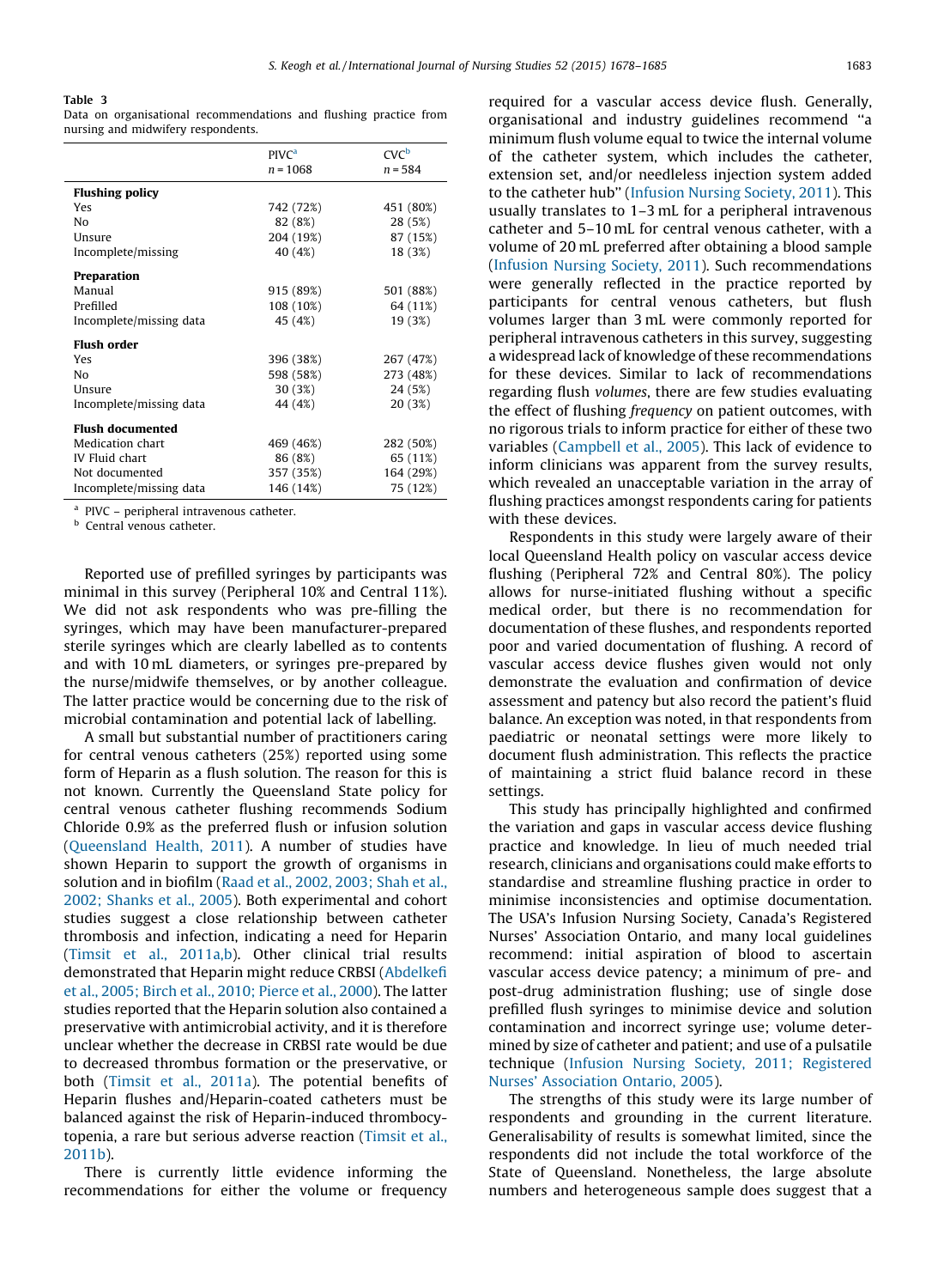**Table 3**
Data on organisational recommendations and flushing practice from nursing and midwifery respondents.

| | PIVC[a] n = 1068 | CVC[b] n = 584 |
|---|---|---|
| **Flushing policy** | | |
| Yes | 742 (72%) | 451 (80%) |
| No | 82 (8%) | 28 (5%) |
| Unsure | 204 (19%) | 87 (15%) |
| Incomplete/missing | 40 (4%) | 18 (3%) |
| **Preparation** | | |
| Manual | 915 (89%) | 501 (88%) |
| Prefilled | 108 (10%) | 64 (11%) |
| Incomplete/missing data | 45 (4%) | 19 (3%) |
| **Flush order** | | |
| Yes | 396 (38%) | 267 (47%) |
| No | 598 (58%) | 273 (48%) |
| Unsure | 30 (3%) | 24 (5%) |
| Incomplete/missing data | 44 (4%) | 20 (3%) |
| **Flush documented** | | |
| Medication chart | 469 (46%) | 282 (50%) |
| IV Fluid chart | 86 (8%) | 65 (11%) |
| Not documented | 357 (35%) | 164 (29%) |
| Incomplete/missing data | 146 (14%) | 75 (12%) |

[a] PIVC – peripheral intravenous catheter.
[b] Central venous catheter.

Reported use of prefilled syringes by participants was minimal in this survey (Peripheral 10% and Central 11%). We did not ask respondents who was pre-filling the syringes, which may have been manufacturer-prepared sterile syringes which are clearly labelled as to contents and with 10 mL diameters, or syringes pre-prepared by the nurse/midwife themselves, or by another colleague. The latter practice would be concerning due to the risk of microbial contamination and potential lack of labelling.

A small but substantial number of practitioners caring for central venous catheters (25%) reported using some form of Heparin as a flush solution. The reason for this is not known. Currently the Queensland State policy for central venous catheter flushing recommends Sodium Chloride 0.9% as the preferred flush or infusion solution (Queensland Health, 2011). A number of studies have shown Heparin to support the growth of organisms in solution and in biofilm (Raad et al., 2002, 2003; Shah et al., 2002; Shanks et al., 2005). Both experimental and cohort studies suggest a close relationship between catheter thrombosis and infection, indicating a need for Heparin (Timsit et al., 2011a,b). Other clinical trial results demonstrated that Heparin might reduce CRBSI (Abdelkefi et al., 2005; Birch et al., 2010; Pierce et al., 2000). The latter studies reported that the Heparin solution also contained a preservative with antimicrobial activity, and it is therefore unclear whether the decrease in CRBSI rate would be due to decreased thrombus formation or the preservative, or both (Timsit et al., 2011a). The potential benefits of Heparin flushes and/Heparin-coated catheters must be balanced against the risk of Heparin-induced thrombocytopenia, a rare but serious adverse reaction (Timsit et al., 2011b).

There is currently little evidence informing the recommendations for either the volume or frequency required for a vascular access device flush. Generally, organisational and industry guidelines recommend "a minimum flush volume equal to twice the internal volume of the catheter system, which includes the catheter, extension set, and/or needleless injection system added to the catheter hub" (Infusion Nursing Society, 2011). This usually translates to 1–3 mL for a peripheral intravenous catheter and 5–10 mL for central venous catheter, with a volume of 20 mL preferred after obtaining a blood sample (Infusion Nursing Society, 2011). Such recommendations were generally reflected in the practice reported by participants for central venous catheters, but flush volumes larger than 3 mL were commonly reported for peripheral intravenous catheters in this survey, suggesting a widespread lack of knowledge of these recommendations for these devices. Similar to lack of recommendations regarding flush *volumes*, there are few studies evaluating the effect of flushing *frequency* on patient outcomes, with no rigorous trials to inform practice for either of these two variables (Campbell et al., 2005). This lack of evidence to inform clinicians was apparent from the survey results, which revealed an unacceptable variation in the array of flushing practices amongst respondents caring for patients with these devices.

Respondents in this study were largely aware of their local Queensland Health policy on vascular access device flushing (Peripheral 72% and Central 80%). The policy allows for nurse-initiated flushing without a specific medical order, but there is no recommendation for documentation of these flushes, and respondents reported poor and varied documentation of flushing. A record of vascular access device flushes given would not only demonstrate the evaluation and confirmation of device assessment and patency but also record the patient's fluid balance. An exception was noted, in that respondents from paediatric or neonatal settings were more likely to document flush administration. This reflects the practice of maintaining a strict fluid balance record in these settings.

This study has principally highlighted and confirmed the variation and gaps in vascular access device flushing practice and knowledge. In lieu of much needed trial research, clinicians and organisations could make efforts to standardise and streamline flushing practice in order to minimise inconsistencies and optimise documentation. The USA's Infusion Nursing Society, Canada's Registered Nurses' Association Ontario, and many local guidelines recommend: initial aspiration of blood to ascertain vascular access device patency; a minimum of pre- and post-drug administration flushing; use of single dose prefilled flush syringes to minimise device and solution contamination and incorrect syringe use; volume determined by size of catheter and patient; and use of a pulsatile technique (Infusion Nursing Society, 2011; Registered Nurses' Association Ontario, 2005).

The strengths of this study were its large number of respondents and grounding in the current literature. Generalisability of results is somewhat limited, since the respondents did not include the total workforce of the State of Queensland. Nonetheless, the large absolute numbers and heterogeneous sample does suggest that a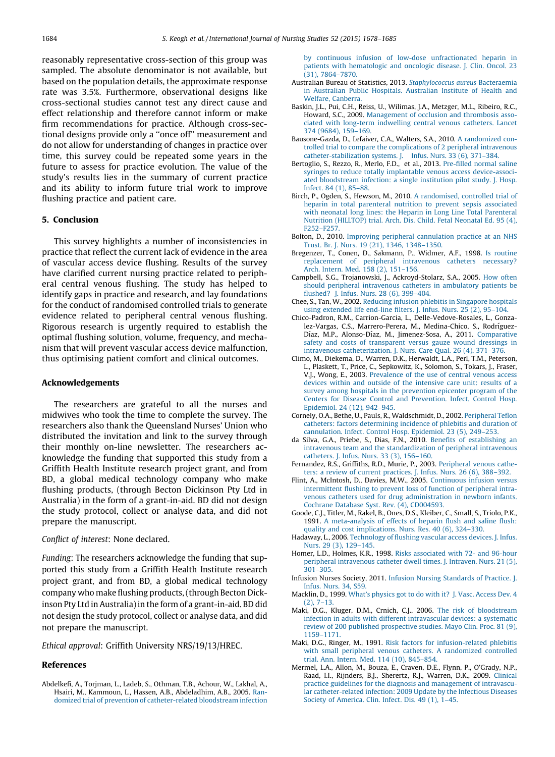reasonably representative cross-section of this group was sampled. The absolute denominator is not available, but based on the population details, the approximate response rate was 3.5%. Furthermore, observational designs like cross-sectional studies cannot test any direct cause and effect relationship and therefore cannot inform or make firm recommendations for practice. Although cross-sectional designs provide only a "once off" measurement and do not allow for understanding of changes in practice over time, this survey could be repeated some years in the future to assess for practice evolution. The value of the study's results lies in the summary of current practice and its ability to inform future trial work to improve flushing practice and patient care.

## 5. Conclusion

This survey highlights a number of inconsistencies in practice that reflect the current lack of evidence in the area of vascular access device flushing. Results of the survey have clarified current nursing practice related to peripheral central venous flushing. The study has helped to identify gaps in practice and research, and lay foundations for the conduct of randomised controlled trials to generate evidence related to peripheral central venous flushing. Rigorous research is urgently required to establish the optimal flushing solution, volume, frequency, and mechanism that will prevent vascular access device malfunction, thus optimising patient comfort and clinical outcomes.

## Acknowledgements

The researchers are grateful to all the nurses and midwives who took the time to complete the survey. The researchers also thank the Queensland Nurses' Union who distributed the invitation and link to the survey through their monthly on-line newsletter. The researchers acknowledge the funding that supported this study from a Griffith Health Institute research project grant, and from BD, a global medical technology company who make flushing products, (through Becton Dickinson Pty Ltd in Australia) in the form of a grant-in-aid. BD did not design the study protocol, collect or analyse data, and did not prepare the manuscript.

*Conflict of interest*: None declared.

*Funding*: The researchers acknowledge the funding that supported this study from a Griffith Health Institute research project grant, and from BD, a global medical technology company who make flushing products, (through Becton Dickinson Pty Ltd in Australia) in the form of a grant-in-aid. BD did not design the study protocol, collect or analyse data, and did not prepare the manuscript.

*Ethical approval*: Griffith University NRS/19/13/HREC.

## References

Abdelkefi, A., Torjman, L., Ladeb, S., Othman, T.B., Achour, W., Lakhal, A., Hsairi, M., Kammoun, L., Hassen, A.B., Abdeladhim, A.B., 2005. Randomized trial of prevention of catheter-related bloodstream infection by continuous infusion of low-dose unfractionated heparin in patients with hematologic and oncologic disease. J. Clin. Oncol. 23 (31), 7864–7870.

Australian Bureau of Statistics, 2013. *Staphylococcus aureus* Bacteraemia in Australian Public Hospitals. Australian Institute of Health and Welfare, Canberra.

Baskin, J.L., Pui, C.H., Reiss, U., Wilimas, J.A., Metzger, M.L., Ribeiro, R.C., Howard, S.C., 2009. Management of occlusion and thrombosis associated with long-term indwelling central venous catheters. Lancet 374 (9684), 159–169.

Bausone-Gazda, D., Lefaiver, C.A., Walters, S.A., 2010. A randomized controlled trial to compare the complications of 2 peripheral intravenous catheter-stabilization systems. J. Infus. Nurs. 33 (6), 371–384.

Bertoglio, S., Rezzo, R., Merlo, F.D., et al., 2013. Pre-filled normal saline syringes to reduce totally implantable venous access device-associated bloodstream infection: a single institution pilot study. J. Hosp. Infect. 84 (1), 85–88.

Birch, P., Ogden, S., Hewson, M., 2010. A randomised, controlled trial of heparin in total parenteral nutrition to prevent sepsis associated with neonatal long lines: the Heparin in Long Line Total Parenteral Nutrition (HILLTOP) trial. Arch. Dis. Child. Fetal Neonatal Ed. 95 (4), F252–F257.

Bolton, D., 2010. Improving peripheral cannulation practice at an NHS Trust. Br. J. Nurs. 19 (21), 1346, 1348–1350.

Bregenzer, T., Conen, D., Sakmann, P., Widmer, A.F., 1998. Is routine replacement of peripheral intravenous catheters necessary? Arch. Intern. Med. 158 (2), 151–156.

Campbell, S.G., Trojanowski, J., Ackroyd-Stolarz, S.A., 2005. How often should peripheral intravenous catheters in ambulatory patients be flushed? J. Infus. Nurs. 28 (6), 399–404.

Chee, S., Tan, W., 2002. Reducing infusion phlebitis in Singapore hospitals using extended life end-line filters. J. Infus. Nurs. 25 (2), 95–104.

Chico-Padron, R.M., Carrion-Garcia, L., Delle-Vedove-Rosales, L., Gonzalez-Vargas, C.S., Marrero-Perera, M., Medina-Chico, S., Rodríguez-Díaz, M.P., Alonso-Díaz, M., Jimenez-Sosa, A., 2011. Comparative safety and costs of transparent versus gauze wound dressings in intravenous catheterization. J. Nurs. Care Qual. 26 (4), 371–376.

Climo, M., Diekema, D., Warren, D.K., Herwaldt, L.A., Perl, T.M., Peterson, L., Plaskett, T., Price, C., Sepkowitz, K., Solomon, S., Tokars, J., Fraser, V.J., Wong, E., 2003. Prevalence of the use of central venous access devices within and outside of the intensive care unit: results of a survey among hospitals in the prevention epicenter program of the Centers for Disease Control and Prevention. Infect. Control Hosp. Epidemiol. 24 (12), 942–945.

Cornely, O.A., Bethe, U., Pauls, R., Waldschmidt, D., 2002. Peripheral Teflon catheters: factors determining incidence of phlebitis and duration of cannulation. Infect. Control Hosp. Epidemiol. 23 (5), 249–253.

da Silva, G.A., Priebe, S., Dias, F.N., 2010. Benefits of establishing an intravenous team and the standardization of peripheral intravenous catheters. J. Infus. Nurs. 33 (3), 156–160.

Fernandez, R.S., Griffiths, R.D., Murie, P., 2003. Peripheral venous catheters: a review of current practices. J. Infus. Nurs. 26 (6), 388–392.

Flint, A., McIntosh, D., Davies, M.W., 2005. Continuous infusion versus intermittent flushing to prevent loss of function of peripheral intravenous catheters used for drug administration in newborn infants. Cochrane Database Syst. Rev. (4), CD004593.

Goode, C.J., Titler, M., Rakel, B., Ones, D.S., Kleiber, C., Small, S., Triolo, P.K., 1991. A meta-analysis of effects of heparin flush and saline flush: quality and cost implications. Nurs. Res. 40 (6), 324–330.

Hadaway, L., 2006. Technology of flushing vascular access devices. J. Infus. Nurs. 29 (3), 129–145.

Homer, L.D., Holmes, K.R., 1998. Risks associated with 72- and 96-hour peripheral intravenous catheter dwell times. J. Intraven. Nurs. 21 (5), 301–305.

Infusion Nurses Society, 2011. Infusion Nursing Standards of Practice. J. Infus. Nurs. 34, S59.

Macklin, D., 1999. What's physics got to do with it? J. Vasc. Access Dev. 4 (2), 7–13.

Maki, D.G., Kluger, D.M., Crnich, C.J., 2006. The risk of bloodstream infection in adults with different intravascular devices: a systematic review of 200 published prospective studies. Mayo Clin. Proc. 81 (9), 1159–1171.

Maki, D.G., Ringer, M., 1991. Risk factors for infusion-related phlebitis with small peripheral venous catheters. A randomized controlled trial. Ann. Intern. Med. 114 (10), 845–854.

Mermel, L.A., Allon, M., Bouza, E., Craven, D.E., Flynn, P., O'Grady, N.P., Raad, I.I., Rijnders, B.J., Sherertz, R.J., Warren, D.K., 2009. Clinical practice guidelines for the diagnosis and management of intravascular catheter-related infection: 2009 Update by the Infectious Diseases Society of America. Clin. Infect. Dis. 49 (1), 1–45.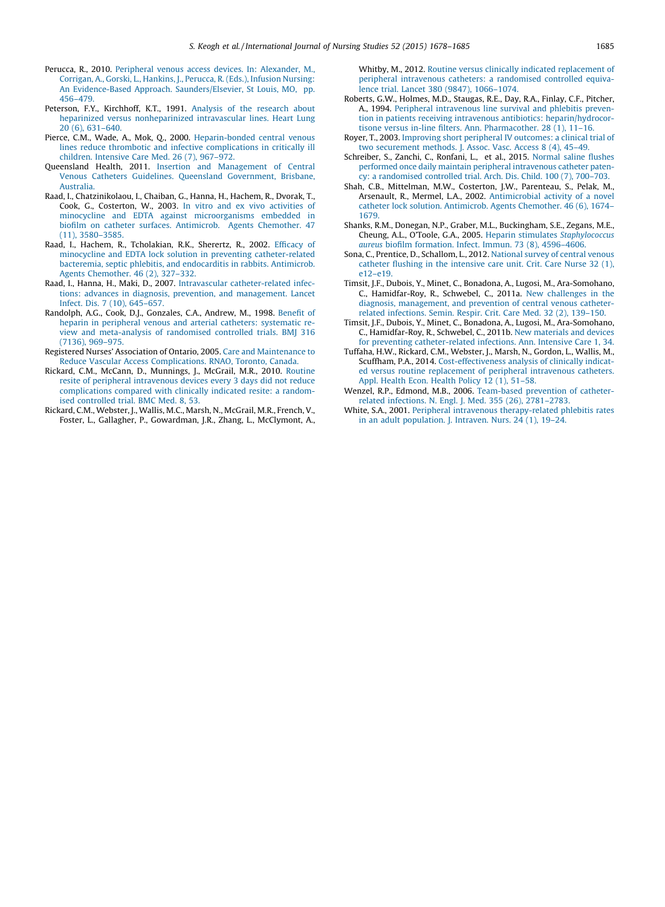Perucca, R., 2010. Peripheral venous access devices. In: Alexander, M., Corrigan, A., Gorski, L., Hankins, J., Perucca, R. (Eds.), Infusion Nursing: An Evidence-Based Approach. Saunders/Elsevier, St Louis, MO, pp. 456–479.

Peterson, F.Y., Kirchhoff, K.T., 1991. Analysis of the research about heparinized versus nonheparinized intravascular lines. Heart Lung 20 (6), 631–640.

Pierce, C.M., Wade, A., Mok, Q., 2000. Heparin-bonded central venous lines reduce thrombotic and infective complications in critically ill children. Intensive Care Med. 26 (7), 967–972.

Queensland Health, 2011. Insertion and Management of Central Venous Catheters Guidelines. Queensland Government, Brisbane, Australia.

Raad, I., Chatzinikolaou, I., Chaiban, G., Hanna, H., Hachem, R., Dvorak, T., Cook, G., Costerton, W., 2003. In vitro and ex vivo activities of minocycline and EDTA against microorganisms embedded in biofilm on catheter surfaces. Antimicrob. Agents Chemother. 47 (11), 3580–3585.

Raad, I., Hachem, R., Tcholakian, R.K., Sherertz, R., 2002. Efficacy of minocycline and EDTA lock solution in preventing catheter-related bacteremia, septic phlebitis, and endocarditis in rabbits. Antimicrob. Agents Chemother. 46 (2), 327–332.

Raad, I., Hanna, H., Maki, D., 2007. Intravascular catheter-related infections: advances in diagnosis, prevention, and management. Lancet Infect. Dis. 7 (10), 645–657.

Randolph, A.G., Cook, D.J., Gonzales, C.A., Andrew, M., 1998. Benefit of heparin in peripheral venous and arterial catheters: systematic review and meta-analysis of randomised controlled trials. BMJ 316 (7136), 969–975.

Registered Nurses' Association of Ontario, 2005. Care and Maintenance to Reduce Vascular Access Complications. RNAO, Toronto, Canada.

Rickard, C.M., McCann, D., Munnings, J., McGrail, M.R., 2010. Routine resite of peripheral intravenous devices every 3 days did not reduce complications compared with clinically indicated resite: a randomised controlled trial. BMC Med. 8, 53.

Rickard, C.M., Webster, J., Wallis, M.C., Marsh, N., McGrail, M.R., French, V., Foster, L., Gallagher, P., Gowardman, J.R., Zhang, L., McClymont, A., Whitby, M., 2012. Routine versus clinically indicated replacement of peripheral intravenous catheters: a randomised controlled equivalence trial. Lancet 380 (9847), 1066–1074.

Roberts, G.W., Holmes, M.D., Staugas, R.E., Day, R.A., Finlay, C.F., Pitcher, A., 1994. Peripheral intravenous line survival and phlebitis prevention in patients receiving intravenous antibiotics: heparin/hydrocortisone versus in-line filters. Ann. Pharmacother. 28 (1), 11–16.

Royer, T., 2003. Improving short peripheral IV outcomes: a clinical trial of two securement methods. J. Assoc. Vasc. Access 8 (4), 45–49.

Schreiber, S., Zanchi, C., Ronfani, L., et al., 2015. Normal saline flushes performed once daily maintain peripheral intravenous catheter patency: a randomised controlled trial. Arch. Dis. Child. 100 (7), 700–703.

Shah, C.B., Mittelman, M.W., Costerton, J.W., Parenteau, S., Pelak, M., Arsenault, R., Mermel, L.A., 2002. Antimicrobial activity of a novel catheter lock solution. Antimicrob. Agents Chemother. 46 (6), 1674–1679.

Shanks, R.M., Donegan, N.P., Graber, M.L., Buckingham, S.E., Zegans, M.E., Cheung, A.L., O'Toole, G.A., 2005. Heparin stimulates *Staphylococcus aureus* biofilm formation. Infect. Immun. 73 (8), 4596–4606.

Sona, C., Prentice, D., Schallom, L., 2012. National survey of central venous catheter flushing in the intensive care unit. Crit. Care Nurse 32 (1), e12–e19.

Timsit, J.F., Dubois, Y., Minet, C., Bonadona, A., Lugosi, M., Ara-Somohano, C., Hamidfar-Roy, R., Schwebel, C., 2011a. New challenges in the diagnosis, management, and prevention of central venous catheter-related infections. Semin. Respir. Crit. Care Med. 32 (2), 139–150.

Timsit, J.F., Dubois, Y., Minet, C., Bonadona, A., Lugosi, M., Ara-Somohano, C., Hamidfar-Roy, R., Schwebel, C., 2011b. New materials and devices for preventing catheter-related infections. Ann. Intensive Care 1, 34.

Tuffaha, H.W., Rickard, C.M., Webster, J., Marsh, N., Gordon, L., Wallis, M., Scuffham, P.A., 2014. Cost-effectiveness analysis of clinically indicated versus routine replacement of peripheral intravenous catheters. Appl. Health Econ. Health Policy 12 (1), 51–58.

Wenzel, R.P., Edmond, M.B., 2006. Team-based prevention of catheter-related infections. N. Engl. J. Med. 355 (26), 2781–2783.

White, S.A., 2001. Peripheral intravenous therapy-related phlebitis rates in an adult population. J. Intraven. Nurs. 24 (1), 19–24.